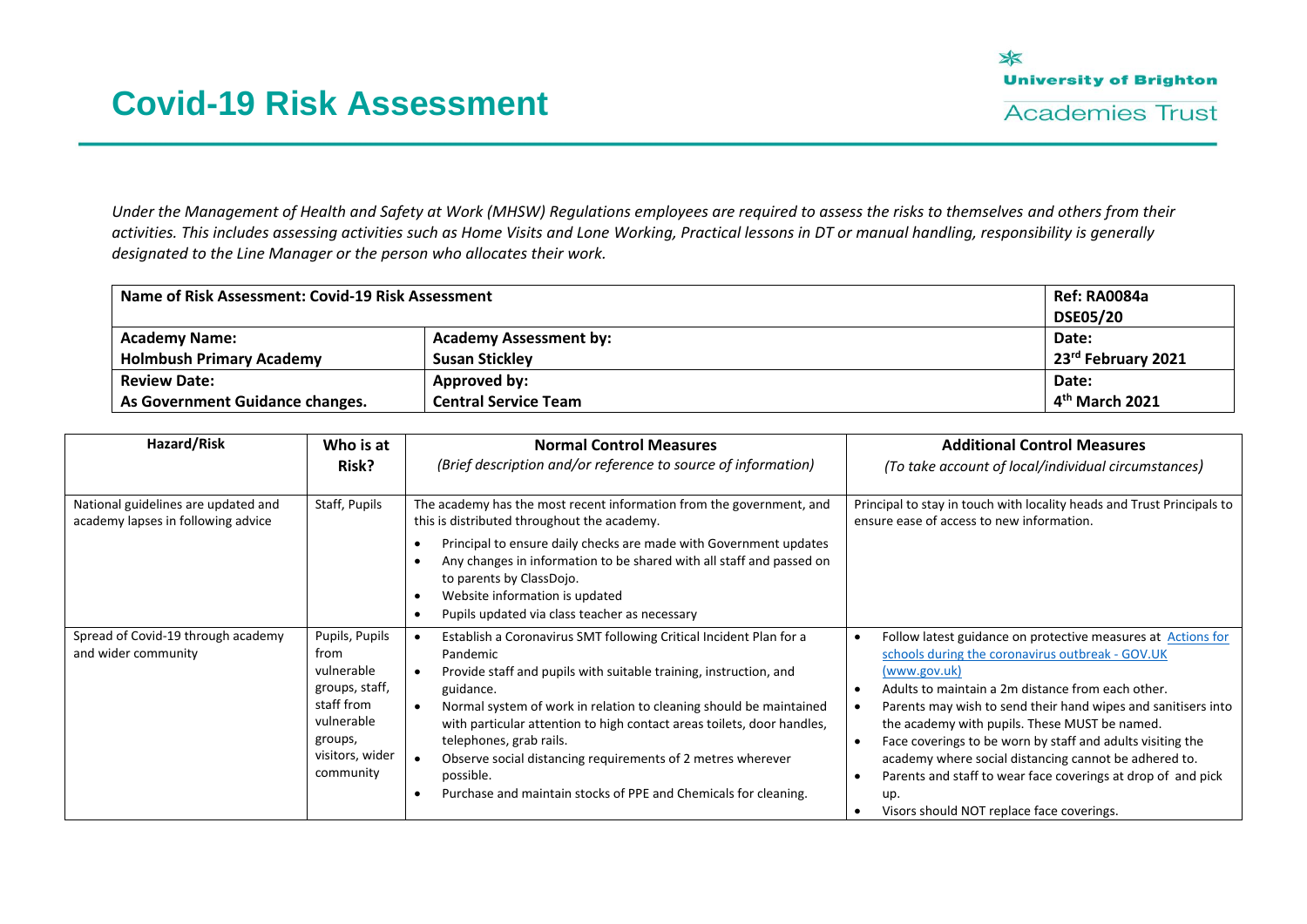# Covid-19 Risk Assessment

University of Brighton Academies Trust

*Under the Management of Health and Safety at Work (MHSW) Regulations employees are required to assess the risks to themselves and others from their activities. This includes assessing activities such as Home Visits and Lone Working, Practical lessons in DT or manual handling, responsibility is generally designated to the Line Manager or the person who allocates their work.*

| **Name of Risk Assessment: Covid-19 Risk Assessment** | | **Ref: RA0084a DSE05/20** |
|---|---|---|
| **Academy Name: Holmbush Primary Academy** | **Academy Assessment by: Susan Stickley** | **Date: 23rd February 2021** |
| **Review Date: As Government Guidance changes.** | **Approved by: Central Service Team** | **Date: 4th March 2021** |

| Hazard/Risk | Who is at Risk? | Normal Control Measures *(Brief description and/or reference to source of information)* | Additional Control Measures *(To take account of local/individual circumstances)* |
|---|---|---|---|
| National guidelines are updated and academy lapses in following advice | Staff, Pupils | The academy has the most recent information from the government, and this is distributed throughout the academy.<br>• Principal to ensure daily checks are made with Government updates<br>• Any changes in information to be shared with all staff and passed on to parents by ClassDojo.<br>• Website information is updated<br>• Pupils updated via class teacher as necessary | Principal to stay in touch with locality heads and Trust Principals to ensure ease of access to new information. |
| Spread of Covid-19 through academy and wider community | Pupils, Pupils from vulnerable groups, staff, staff from vulnerable groups, visitors, wider community | • Establish a Coronavirus SMT following Critical Incident Plan for a Pandemic<br>• Provide staff and pupils with suitable training, instruction, and guidance.<br>• Normal system of work in relation to cleaning should be maintained with particular attention to high contact areas toilets, door handles, telephones, grab rails.<br>• Observe social distancing requirements of 2 metres wherever possible.<br>• Purchase and maintain stocks of PPE and Chemicals for cleaning. | • Follow latest guidance on protective measures at Actions for schools during the coronavirus outbreak - GOV.UK (www.gov.uk)<br>• Adults to maintain a 2m distance from each other.<br>• Parents may wish to send their hand wipes and sanitisers into the academy with pupils. These MUST be named.<br>• Face coverings to be worn by staff and adults visiting the academy where social distancing cannot be adhered to.<br>• Parents and staff to wear face coverings at drop of and pick up.<br>• Visors should NOT replace face coverings. |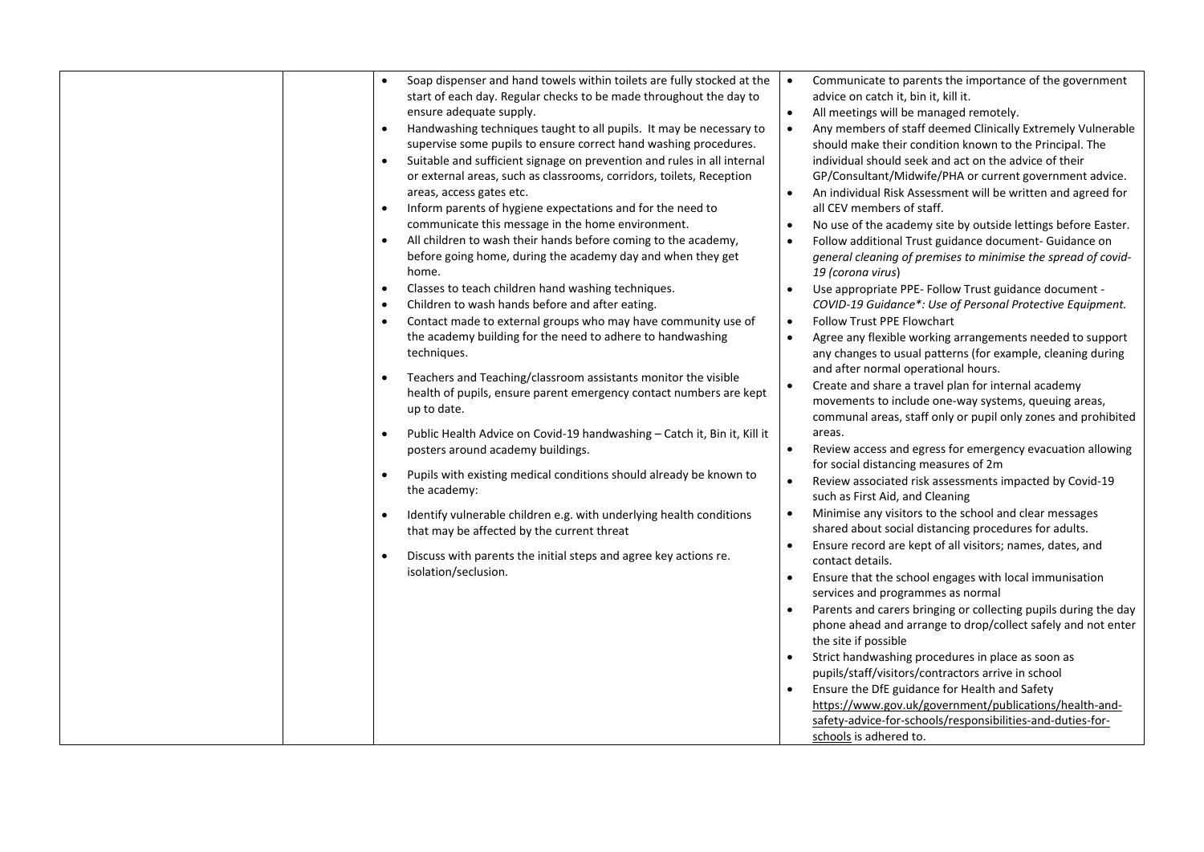| | | | |
|---|---|---|---|
| | | <ul><li>Soap dispenser and hand towels within toilets are fully stocked at the start of each day. Regular checks to be made throughout the day to ensure adequate supply.</li><li>Handwashing techniques taught to all pupils. It may be necessary to supervise some pupils to ensure correct hand washing procedures.</li><li>Suitable and sufficient signage on prevention and rules in all internal or external areas, such as classrooms, corridors, toilets, Reception areas, access gates etc.</li><li>Inform parents of hygiene expectations and for the need to communicate this message in the home environment.</li><li>All children to wash their hands before coming to the academy, before going home, during the academy day and when they get home.</li><li>Classes to teach children hand washing techniques.</li><li>Children to wash hands before and after eating.</li><li>Contact made to external groups who may have community use of the academy building for the need to adhere to handwashing techniques.</li><li>Teachers and Teaching/classroom assistants monitor the visible health of pupils, ensure parent emergency contact numbers are kept up to date.</li><li>Public Health Advice on Covid-19 handwashing – Catch it, Bin it, Kill it posters around academy buildings.</li><li>Pupils with existing medical conditions should already be known to the academy:</li><li>Identify vulnerable children e.g. with underlying health conditions that may be affected by the current threat</li><li>Discuss with parents the initial steps and agree key actions re. isolation/seclusion.</li></ul> | <ul><li>Communicate to parents the importance of the government advice on catch it, bin it, kill it.</li><li>All meetings will be managed remotely.</li><li>Any members of staff deemed Clinically Extremely Vulnerable should make their condition known to the Principal. The individual should seek and act on the advice of their GP/Consultant/Midwife/PHA or current government advice.</li><li>An individual Risk Assessment will be written and agreed for all CEV members of staff.</li><li>No use of the academy site by outside lettings before Easter.</li><li>Follow additional Trust guidance document- Guidance on *general cleaning of premises to minimise the spread of covid-19 (corona virus)*</li><li>Use appropriate PPE- Follow Trust guidance document - *COVID-19 Guidance*: Use of Personal Protective Equipment.*</li><li>Follow Trust PPE Flowchart</li><li>Agree any flexible working arrangements needed to support any changes to usual patterns (for example, cleaning during and after normal operational hours.</li><li>Create and share a travel plan for internal academy movements to include one-way systems, queuing areas, communal areas, staff only or pupil only zones and prohibited areas.</li><li>Review access and egress for emergency evacuation allowing for social distancing measures of 2m</li><li>Review associated risk assessments impacted by Covid-19 such as First Aid, and Cleaning</li><li>Minimise any visitors to the school and clear messages shared about social distancing procedures for adults.</li><li>Ensure record are kept of all visitors; names, dates, and contact details.</li><li>Ensure that the school engages with local immunisation services and programmes as normal</li><li>Parents and carers bringing or collecting pupils during the day phone ahead and arrange to drop/collect safely and not enter the site if possible</li><li>Strict handwashing procedures in place as soon as pupils/staff/visitors/contractors arrive in school</li><li>Ensure the DfE guidance for Health and Safety https://www.gov.uk/government/publications/health-and-safety-advice-for-schools/responsibilities-and-duties-for-schools is adhered to.</li></ul> |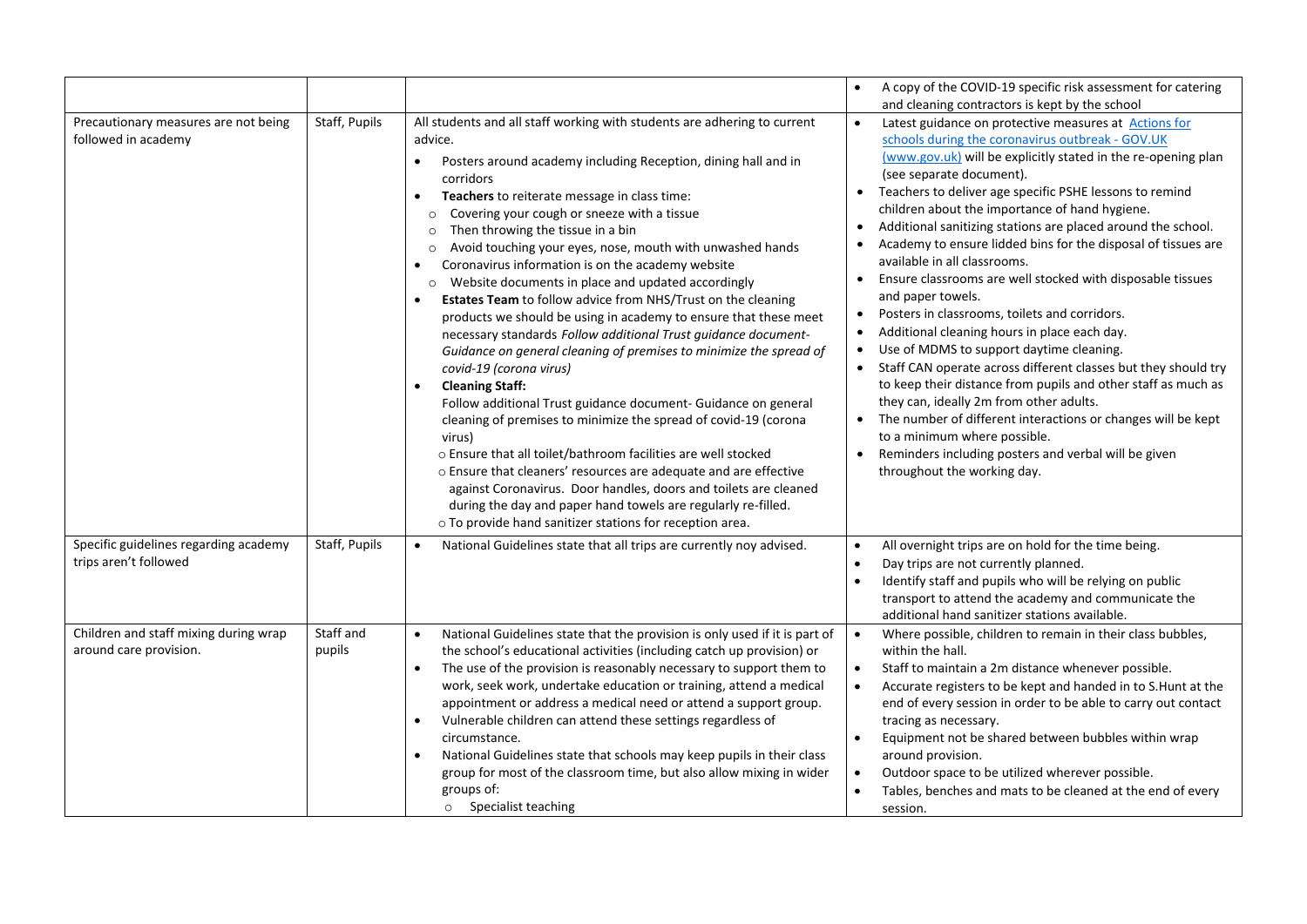|  |  |  |  |
|---|---|---|---|
|  |  |  | • A copy of the COVID-19 specific risk assessment for catering and cleaning contractors is kept by the school |
| Precautionary measures are not being followed in academy | Staff, Pupils | All students and all staff working with students are adhering to current advice.<br>• Posters around academy including Reception, dining hall and in corridors<br>• **Teachers** to reiterate message in class time:<br>  ○ Covering your cough or sneeze with a tissue<br>  ○ Then throwing the tissue in a bin<br>  ○ Avoid touching your eyes, nose, mouth with unwashed hands<br>• Coronavirus information is on the academy website<br>  ○ Website documents in place and updated accordingly<br>• **Estates Team** to follow advice from NHS/Trust on the cleaning products we should be using in academy to ensure that these meet necessary standards *Follow additional Trust guidance document- Guidance on general cleaning of premises to minimize the spread of covid-19 (corona virus)*<br>• **Cleaning Staff:**<br>Follow additional Trust guidance document- Guidance on general cleaning of premises to minimize the spread of covid-19 (corona virus)<br>○ Ensure that all toilet/bathroom facilities are well stocked<br>○ Ensure that cleaners' resources are adequate and are effective against Coronavirus. Door handles, doors and toilets are cleaned during the day and paper hand towels are regularly re-filled.<br>○ To provide hand sanitizer stations for reception area. | • Latest guidance on protective measures at [Actions for schools during the coronavirus outbreak - GOV.UK (www.gov.uk)]() will be explicitly stated in the re-opening plan (see separate document).<br>• Teachers to deliver age specific PSHE lessons to remind children about the importance of hand hygiene.<br>• Additional sanitizing stations are placed around the school.<br>• Academy to ensure lidded bins for the disposal of tissues are available in all classrooms.<br>• Ensure classrooms are well stocked with disposable tissues and paper towels.<br>• Posters in classrooms, toilets and corridors.<br>• Additional cleaning hours in place each day.<br>• Use of MDMS to support daytime cleaning.<br>• Staff CAN operate across different classes but they should try to keep their distance from pupils and other staff as much as they can, ideally 2m from other adults.<br>• The number of different interactions or changes will be kept to a minimum where possible.<br>• Reminders including posters and verbal will be given throughout the working day. |
| Specific guidelines regarding academy trips aren't followed | Staff, Pupils | • National Guidelines state that all trips are currently noy advised. | • All overnight trips are on hold for the time being.<br>• Day trips are not currently planned.<br>• Identify staff and pupils who will be relying on public transport to attend the academy and communicate the additional hand sanitizer stations available. |
| Children and staff mixing during wrap around care provision. | Staff and pupils | • National Guidelines state that the provision is only used if it is part of the school's educational activities (including catch up provision) or<br>• The use of the provision is reasonably necessary to support them to work, seek work, undertake education or training, attend a medical appointment or address a medical need or attend a support group.<br>• Vulnerable children can attend these settings regardless of circumstance.<br>• National Guidelines state that schools may keep pupils in their class group for most of the classroom time, but also allow mixing in wider groups of:<br>  ○ Specialist teaching | • Where possible, children to remain in their class bubbles, within the hall.<br>• Staff to maintain a 2m distance whenever possible.<br>• Accurate registers to be kept and handed in to S.Hunt at the end of every session in order to be able to carry out contact tracing as necessary.<br>• Equipment not be shared between bubbles within wrap around provision.<br>• Outdoor space to be utilized wherever possible.<br>• Tables, benches and mats to be cleaned at the end of every session. |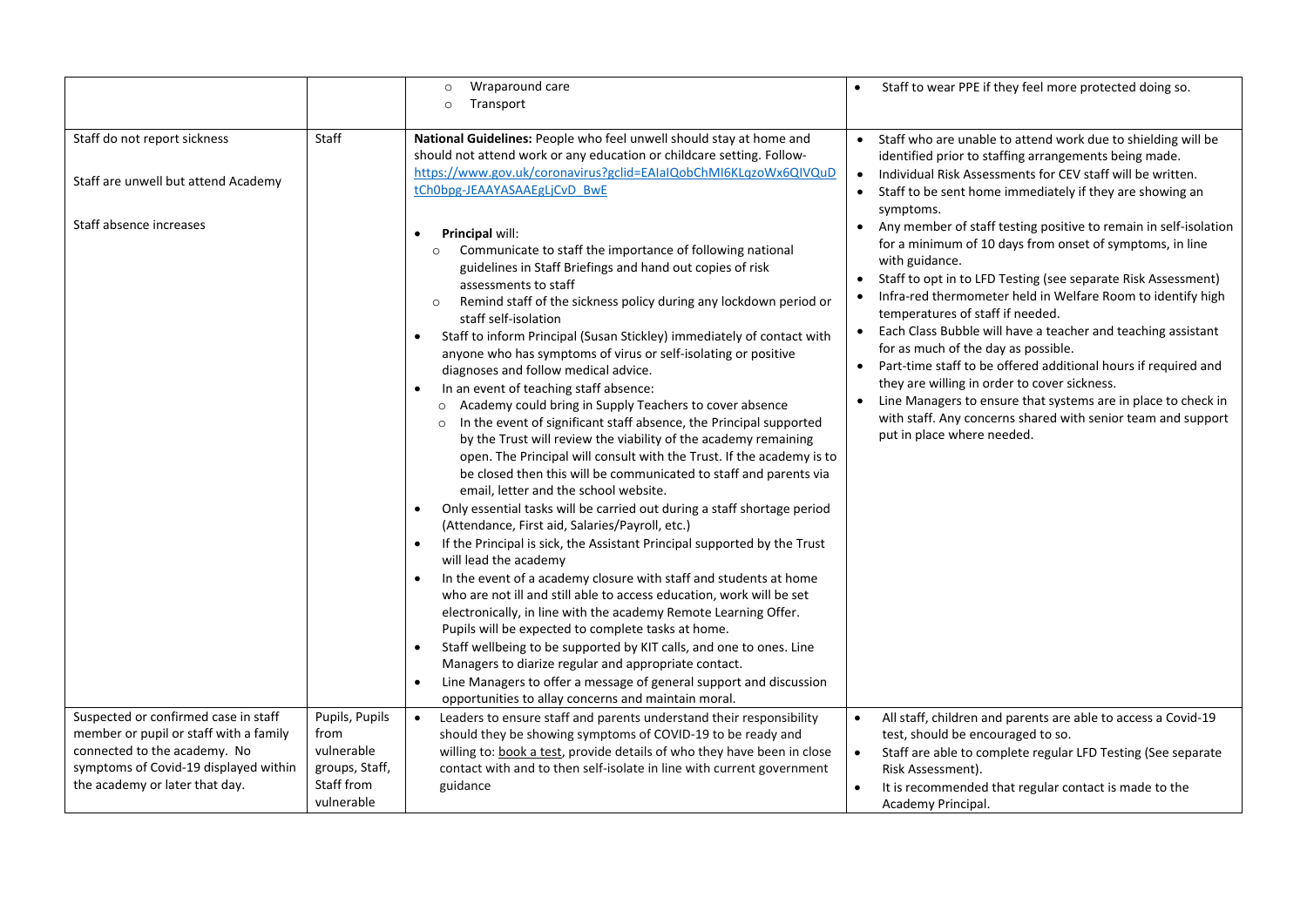| | | | |
|---|---|---|---|
| | | ○ Wraparound care<br>○ Transport | • Staff to wear PPE if they feel more protected doing so. |
| Staff do not report sickness<br><br>Staff are unwell but attend Academy<br><br>Staff absence increases | Staff | **National Guidelines:** People who feel unwell should stay at home and should not attend work or any education or childcare setting. Follow- https://www.gov.uk/coronavirus?gclid=EAIaIQobChMI6KLqzoWx6QIVQuDtCh0bpg-JEAAYASAAEgLjCvD_BwE<br><br>• **Principal** will:<br>○ Communicate to staff the importance of following national guidelines in Staff Briefings and hand out copies of risk assessments to staff<br>○ Remind staff of the sickness policy during any lockdown period or staff self-isolation<br>• Staff to inform Principal (Susan Stickley) immediately of contact with anyone who has symptoms of virus or self-isolating or positive diagnoses and follow medical advice.<br>• In an event of teaching staff absence:<br>○ Academy could bring in Supply Teachers to cover absence<br>○ In the event of significant staff absence, the Principal supported by the Trust will review the viability of the academy remaining open. The Principal will consult with the Trust. If the academy is to be closed then this will be communicated to staff and parents via email, letter and the school website.<br>• Only essential tasks will be carried out during a staff shortage period (Attendance, First aid, Salaries/Payroll, etc.)<br>• If the Principal is sick, the Assistant Principal supported by the Trust will lead the academy<br>• In the event of a academy closure with staff and students at home who are not ill and still able to access education, work will be set electronically, in line with the academy Remote Learning Offer. Pupils will be expected to complete tasks at home.<br>• Staff wellbeing to be supported by KIT calls, and one to ones. Line Managers to diarize regular and appropriate contact.<br>• Line Managers to offer a message of general support and discussion opportunities to allay concerns and maintain moral. | • Staff who are unable to attend work due to shielding will be identified prior to staffing arrangements being made.<br>• Individual Risk Assessments for CEV staff will be written.<br>• Staff to be sent home immediately if they are showing an symptoms.<br>• Any member of staff testing positive to remain in self-isolation for a minimum of 10 days from onset of symptoms, in line with guidance.<br>• Staff to opt in to LFD Testing (see separate Risk Assessment)<br>• Infra-red thermometer held in Welfare Room to identify high temperatures of staff if needed.<br>• Each Class Bubble will have a teacher and teaching assistant for as much of the day as possible.<br>• Part-time staff to be offered additional hours if required and they are willing in order to cover sickness.<br>• Line Managers to ensure that systems are in place to check in with staff. Any concerns shared with senior team and support put in place where needed. |
| Suspected or confirmed case in staff member or pupil or staff with a family connected to the academy. No symptoms of Covid-19 displayed within the academy or later that day. | Pupils, Pupils from vulnerable groups, Staff, Staff from vulnerable | • Leaders to ensure staff and parents understand their responsibility should they be showing symptoms of COVID-19 to be ready and willing to: book a test, provide details of who they have been in close contact with and to then self-isolate in line with current government guidance | • All staff, children and parents are able to access a Covid-19 test, should be encouraged to so.<br>• Staff are able to complete regular LFD Testing (See separate Risk Assessment).<br>• It is recommended that regular contact is made to the Academy Principal. |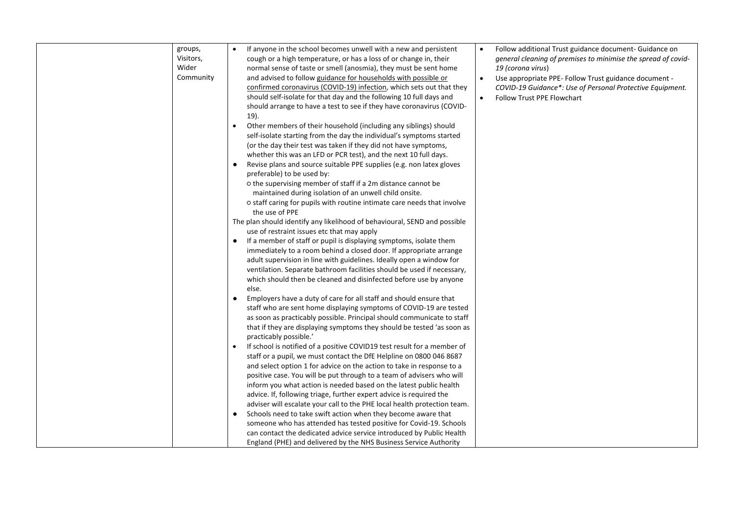| | | | |
|---|---|---|---|
| | groups, Visitors, Wider Community | • If anyone in the school becomes unwell with a new and persistent cough or a high temperature, or has a loss of or change in, their normal sense of taste or smell (anosmia), they must be sent home and advised to follow guidance for households with possible or confirmed coronavirus (COVID-19) infection, which sets out that they should self-isolate for that day and the following 10 full days and should arrange to have a test to see if they have coronavirus (COVID-19).<br>• Other members of their household (including any siblings) should self-isolate starting from the day the individual's symptoms started (or the day their test was taken if they did not have symptoms, whether this was an LFD or PCR test), and the next 10 full days.<br>• Revise plans and source suitable PPE supplies (e.g. non latex gloves preferable) to be used by:<br>o the supervising member of staff if a 2m distance cannot be maintained during isolation of an unwell child onsite.<br>o staff caring for pupils with routine intimate care needs that involve the use of PPE<br>The plan should identify any likelihood of behavioural, SEND and possible use of restraint issues etc that may apply<br>• If a member of staff or pupil is displaying symptoms, isolate them immediately to a room behind a closed door. If appropriate arrange adult supervision in line with guidelines. Ideally open a window for ventilation. Separate bathroom facilities should be used if necessary, which should then be cleaned and disinfected before use by anyone else.<br>• Employers have a duty of care for all staff and should ensure that staff who are sent home displaying symptoms of COVID-19 are tested as soon as practicably possible. Principal should communicate to staff that if they are displaying symptoms they should be tested 'as soon as practicably possible.'<br>• If school is notified of a positive COVID19 test result for a member of staff or a pupil, we must contact the DfE Helpline on 0800 046 8687 and select option 1 for advice on the action to take in response to a positive case. You will be put through to a team of advisers who will inform you what action is needed based on the latest public health advice. If, following triage, further expert advice is required the adviser will escalate your call to the PHE local health protection team.<br>• Schools need to take swift action when they become aware that someone who has attended has tested positive for Covid-19. Schools can contact the dedicated advice service introduced by Public Health England (PHE) and delivered by the NHS Business Service Authority | • Follow additional Trust guidance document- Guidance on *general cleaning of premises to minimise the spread of covid-19 (corona virus)*<br>• Use appropriate PPE- Follow Trust guidance document - *COVID-19 Guidance*: Use of Personal Protective Equipment.*<br>• Follow Trust PPE Flowchart |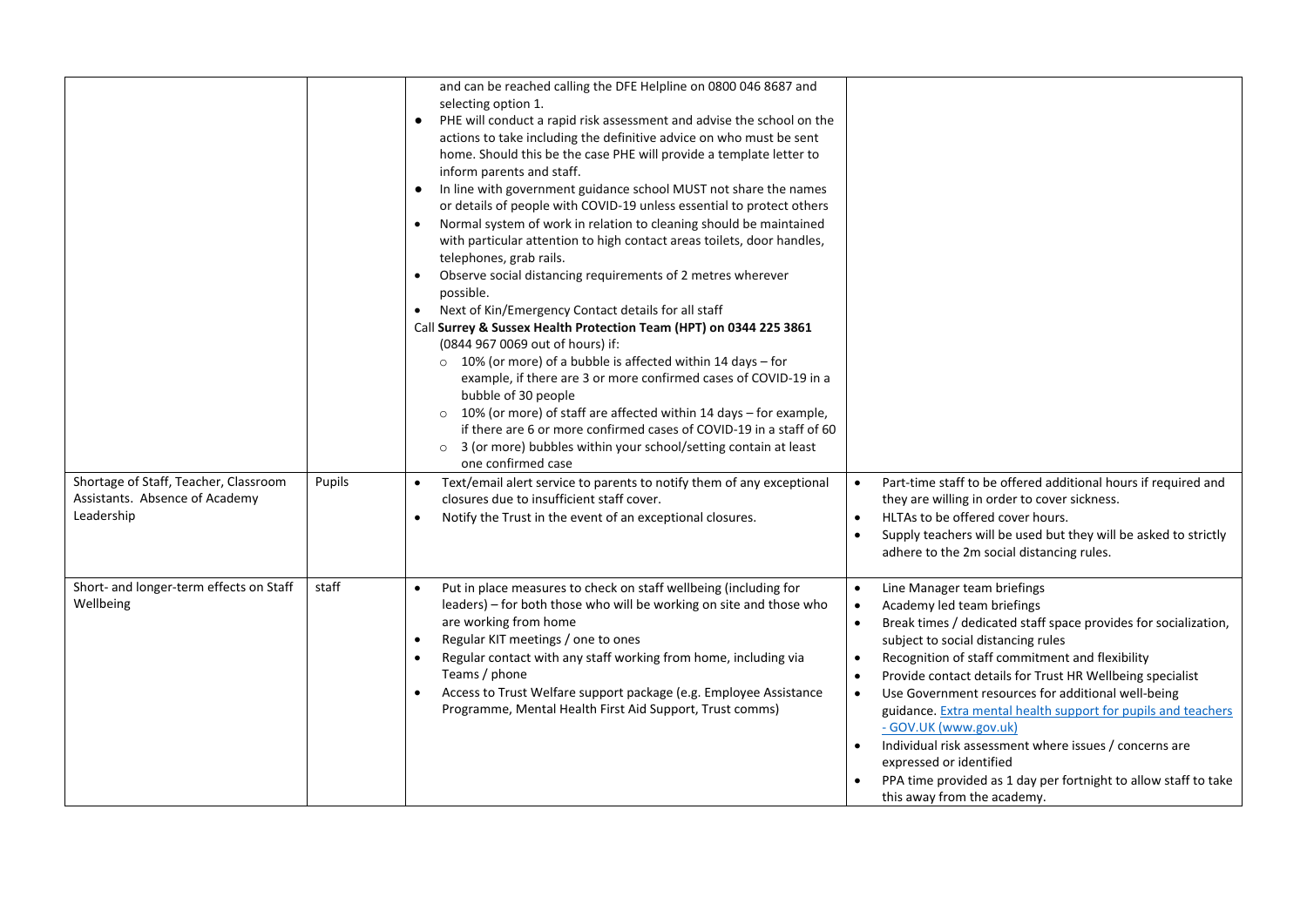| | | | |
|---|---|---|---|
| | | and can be reached calling the DFE Helpline on 0800 046 8687 and selecting option 1.<br>• PHE will conduct a rapid risk assessment and advise the school on the actions to take including the definitive advice on who must be sent home. Should this be the case PHE will provide a template letter to inform parents and staff.<br>• In line with government guidance school MUST not share the names or details of people with COVID-19 unless essential to protect others<br>• Normal system of work in relation to cleaning should be maintained with particular attention to high contact areas toilets, door handles, telephones, grab rails.<br>• Observe social distancing requirements of 2 metres wherever possible.<br>• Next of Kin/Emergency Contact details for all staff<br>Call **Surrey & Sussex Health Protection Team (HPT) on 0344 225 3861** (0844 967 0069 out of hours) if:<br>○ 10% (or more) of a bubble is affected within 14 days – for example, if there are 3 or more confirmed cases of COVID-19 in a bubble of 30 people<br>○ 10% (or more) of staff are affected within 14 days – for example, if there are 6 or more confirmed cases of COVID-19 in a staff of 60<br>○ 3 (or more) bubbles within your school/setting contain at least one confirmed case | |
| Shortage of Staff, Teacher, Classroom Assistants. Absence of Academy Leadership | Pupils | • Text/email alert service to parents to notify them of any exceptional closures due to insufficient staff cover.<br>• Notify the Trust in the event of an exceptional closures. | • Part-time staff to be offered additional hours if required and they are willing in order to cover sickness.<br>• HLTAs to be offered cover hours.<br>• Supply teachers will be used but they will be asked to strictly adhere to the 2m social distancing rules. |
| Short- and longer-term effects on Staff Wellbeing | staff | • Put in place measures to check on staff wellbeing (including for leaders) – for both those who will be working on site and those who are working from home<br>• Regular KIT meetings / one to ones<br>• Regular contact with any staff working from home, including via Teams / phone<br>• Access to Trust Welfare support package (e.g. Employee Assistance Programme, Mental Health First Aid Support, Trust comms) | • Line Manager team briefings<br>• Academy led team briefings<br>• Break times / dedicated staff space provides for socialization, subject to social distancing rules<br>• Recognition of staff commitment and flexibility<br>• Provide contact details for Trust HR Wellbeing specialist<br>• Use Government resources for additional well-being guidance. [Extra mental health support for pupils and teachers - GOV.UK (www.gov.uk)]<br>• Individual risk assessment where issues / concerns are expressed or identified<br>• PPA time provided as 1 day per fortnight to allow staff to take this away from the academy. |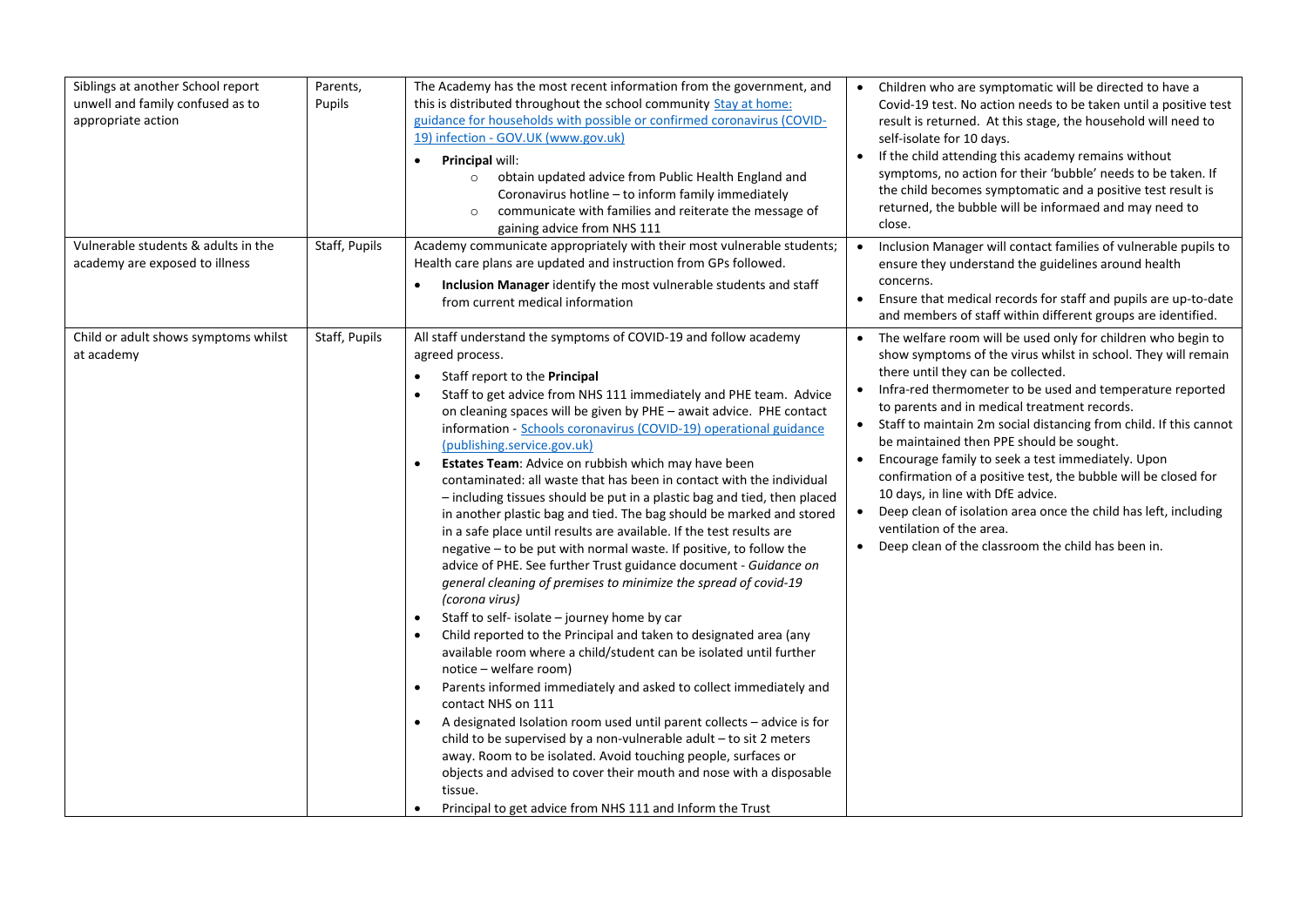| | | | |
|---|---|---|---|
| Siblings at another School report unwell and family confused as to appropriate action | Parents, Pupils | The Academy has the most recent information from the government, and this is distributed throughout the school community [Stay at home: guidance for households with possible or confirmed coronavirus (COVID-19) infection - GOV.UK (www.gov.uk)]<br>• **Principal** will:<br>  ○ obtain updated advice from Public Health England and Coronavirus hotline – to inform family immediately<br>  ○ communicate with families and reiterate the message of gaining advice from NHS 111 | • Children who are symptomatic will be directed to have a Covid-19 test. No action needs to be taken until a positive test result is returned. At this stage, the household will need to self-isolate for 10 days.<br>• If the child attending this academy remains without symptoms, no action for their 'bubble' needs to be taken. If the child becomes symptomatic and a positive test result is returned, the bubble will be informaed and may need to close. |
| Vulnerable students & adults in the academy are exposed to illness | Staff, Pupils | Academy communicate appropriately with their most vulnerable students; Health care plans are updated and instruction from GPs followed.<br>• **Inclusion Manager** identify the most vulnerable students and staff from current medical information | • Inclusion Manager will contact families of vulnerable pupils to ensure they understand the guidelines around health concerns.<br>• Ensure that medical records for staff and pupils are up-to-date and members of staff within different groups are identified. |
| Child or adult shows symptoms whilst at academy | Staff, Pupils | All staff understand the symptoms of COVID-19 and follow academy agreed process.<br>• Staff report to the **Principal**<br>• Staff to get advice from NHS 111 immediately and PHE team. Advice on cleaning spaces will be given by PHE – await advice. PHE contact information - [Schools coronavirus (COVID-19) operational guidance (publishing.service.gov.uk)]<br>• **Estates Team**: Advice on rubbish which may have been contaminated: all waste that has been in contact with the individual – including tissues should be put in a plastic bag and tied, then placed in another plastic bag and tied. The bag should be marked and stored in a safe place until results are available. If the test results are negative – to be put with normal waste. If positive, to follow the advice of PHE. See further Trust guidance document - *Guidance on general cleaning of premises to minimize the spread of covid-19 (corona virus)*<br>• Staff to self- isolate – journey home by car<br>• Child reported to the Principal and taken to designated area (any available room where a child/student can be isolated until further notice – welfare room)<br>• Parents informed immediately and asked to collect immediately and contact NHS on 111<br>• A designated Isolation room used until parent collects – advice is for child to be supervised by a non-vulnerable adult – to sit 2 meters away. Room to be isolated. Avoid touching people, surfaces or objects and advised to cover their mouth and nose with a disposable tissue.<br>• Principal to get advice from NHS 111 and Inform the Trust | • The welfare room will be used only for children who begin to show symptoms of the virus whilst in school. They will remain there until they can be collected.<br>• Infra-red thermometer to be used and temperature reported to parents and in medical treatment records.<br>• Staff to maintain 2m social distancing from child. If this cannot be maintained then PPE should be sought.<br>• Encourage family to seek a test immediately. Upon confirmation of a positive test, the bubble will be closed for 10 days, in line with DfE advice.<br>• Deep clean of isolation area once the child has left, including ventilation of the area.<br>• Deep clean of the classroom the child has been in. |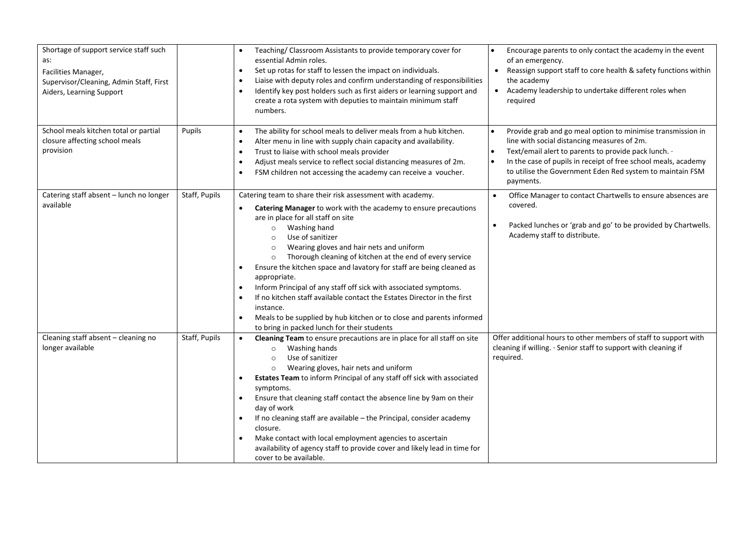| | | | |
|---|---|---|---|
| Shortage of support service staff such as:<br>Facilities Manager,<br>Supervisor/Cleaning, Admin Staff, First Aiders, Learning Support | | • Teaching/ Classroom Assistants to provide temporary cover for essential Admin roles.<br>• Set up rotas for staff to lessen the impact on individuals.<br>• Liaise with deputy roles and confirm understanding of responsibilities<br>• Identify key post holders such as first aiders or learning support and create a rota system with deputies to maintain minimum staff numbers. | • Encourage parents to only contact the academy in the event of an emergency.<br>• Reassign support staff to core health & safety functions within the academy<br>• Academy leadership to undertake different roles when required |
| School meals kitchen total or partial closure affecting school meals provision | Pupils | • The ability for school meals to deliver meals from a hub kitchen.<br>• Alter menu in line with supply chain capacity and availability.<br>• Trust to liaise with school meals provider<br>• Adjust meals service to reflect social distancing measures of 2m.<br>• FSM children not accessing the academy can receive a voucher. | • Provide grab and go meal option to minimise transmission in line with social distancing measures of 2m.<br>• Text/email alert to parents to provide pack lunch. ·<br>• In the case of pupils in receipt of free school meals, academy to utilise the Government Eden Red system to maintain FSM payments. |
| Catering staff absent – lunch no longer available | Staff, Pupils | Catering team to share their risk assessment with academy.<br>• **Catering Manager** to work with the academy to ensure precautions are in place for all staff on site<br>&nbsp;&nbsp;&nbsp;&nbsp;○ Washing hand<br>&nbsp;&nbsp;&nbsp;&nbsp;○ Use of sanitizer<br>&nbsp;&nbsp;&nbsp;&nbsp;○ Wearing gloves and hair nets and uniform<br>&nbsp;&nbsp;&nbsp;&nbsp;○ Thorough cleaning of kitchen at the end of every service<br>• Ensure the kitchen space and lavatory for staff are being cleaned as appropriate.<br>• Inform Principal of any staff off sick with associated symptoms.<br>• If no kitchen staff available contact the Estates Director in the first instance.<br>• Meals to be supplied by hub kitchen or to close and parents informed to bring in packed lunch for their students | • Office Manager to contact Chartwells to ensure absences are covered.<br>• Packed lunches or 'grab and go' to be provided by Chartwells. Academy staff to distribute. |
| Cleaning staff absent – cleaning no longer available | Staff, Pupils | • **Cleaning Team** to ensure precautions are in place for all staff on site<br>&nbsp;&nbsp;&nbsp;&nbsp;○ Washing hands<br>&nbsp;&nbsp;&nbsp;&nbsp;○ Use of sanitizer<br>&nbsp;&nbsp;&nbsp;&nbsp;○ Wearing gloves, hair nets and uniform<br>• **Estates Team** to inform Principal of any staff off sick with associated symptoms.<br>• Ensure that cleaning staff contact the absence line by 9am on their day of work<br>• If no cleaning staff are available – the Principal, consider academy closure.<br>• Make contact with local employment agencies to ascertain availability of agency staff to provide cover and likely lead in time for cover to be available. | Offer additional hours to other members of staff to support with cleaning if willing. · Senior staff to support with cleaning if required. |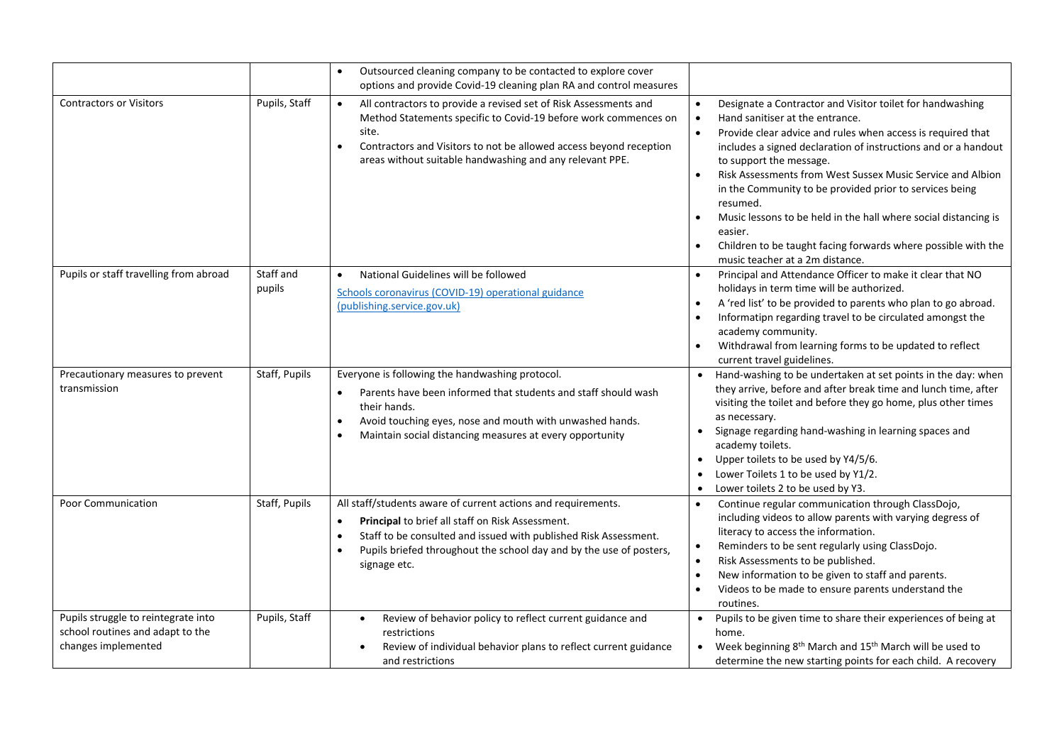| | | | |
|---|---|---|---|
| | | • Outsourced cleaning company to be contacted to explore cover options and provide Covid-19 cleaning plan RA and control measures | |
| Contractors or Visitors | Pupils, Staff | • All contractors to provide a revised set of Risk Assessments and Method Statements specific to Covid-19 before work commences on site.<br>• Contractors and Visitors to not be allowed access beyond reception areas without suitable handwashing and any relevant PPE. | • Designate a Contractor and Visitor toilet for handwashing<br>• Hand sanitiser at the entrance.<br>• Provide clear advice and rules when access is required that includes a signed declaration of instructions and or a handout to support the message.<br>• Risk Assessments from West Sussex Music Service and Albion in the Community to be provided prior to services being resumed.<br>• Music lessons to be held in the hall where social distancing is easier.<br>• Children to be taught facing forwards where possible with the music teacher at a 2m distance. |
| Pupils or staff travelling from abroad | Staff and pupils | • National Guidelines will be followed<br>[Schools coronavirus (COVID-19) operational guidance (publishing.service.gov.uk)]() | • Principal and Attendance Officer to make it clear that NO holidays in term time will be authorized.<br>• A 'red list' to be provided to parents who plan to go abroad.<br>• Informatipn regarding travel to be circulated amongst the academy community.<br>• Withdrawal from learning forms to be updated to reflect current travel guidelines. |
| Precautionary measures to prevent transmission | Staff, Pupils | Everyone is following the handwashing protocol.<br>• Parents have been informed that students and staff should wash their hands.<br>• Avoid touching eyes, nose and mouth with unwashed hands.<br>• Maintain social distancing measures at every opportunity | • Hand-washing to be undertaken at set points in the day: when they arrive, before and after break time and lunch time, after visiting the toilet and before they go home, plus other times as necessary.<br>• Signage regarding hand-washing in learning spaces and academy toilets.<br>• Upper toilets to be used by Y4/5/6.<br>• Lower Toilets 1 to be used by Y1/2.<br>• Lower toilets 2 to be used by Y3. |
| Poor Communication | Staff, Pupils | All staff/students aware of current actions and requirements.<br>• **Principal** to brief all staff on Risk Assessment.<br>• Staff to be consulted and issued with published Risk Assessment.<br>• Pupils briefed throughout the school day and by the use of posters, signage etc. | • Continue regular communication through ClassDojo, including videos to allow parents with varying degress of literacy to access the information.<br>• Reminders to be sent regularly using ClassDojo.<br>• Risk Assessments to be published.<br>• New information to be given to staff and parents.<br>• Videos to be made to ensure parents understand the routines. |
| Pupils struggle to reintegrate into school routines and adapt to the changes implemented | Pupils, Staff | • Review of behavior policy to reflect current guidance and restrictions<br>• Review of individual behavior plans to reflect current guidance and restrictions | • Pupils to be given time to share their experiences of being at home.<br>• Week beginning 8th March and 15th March will be used to determine the new starting points for each child. A recovery |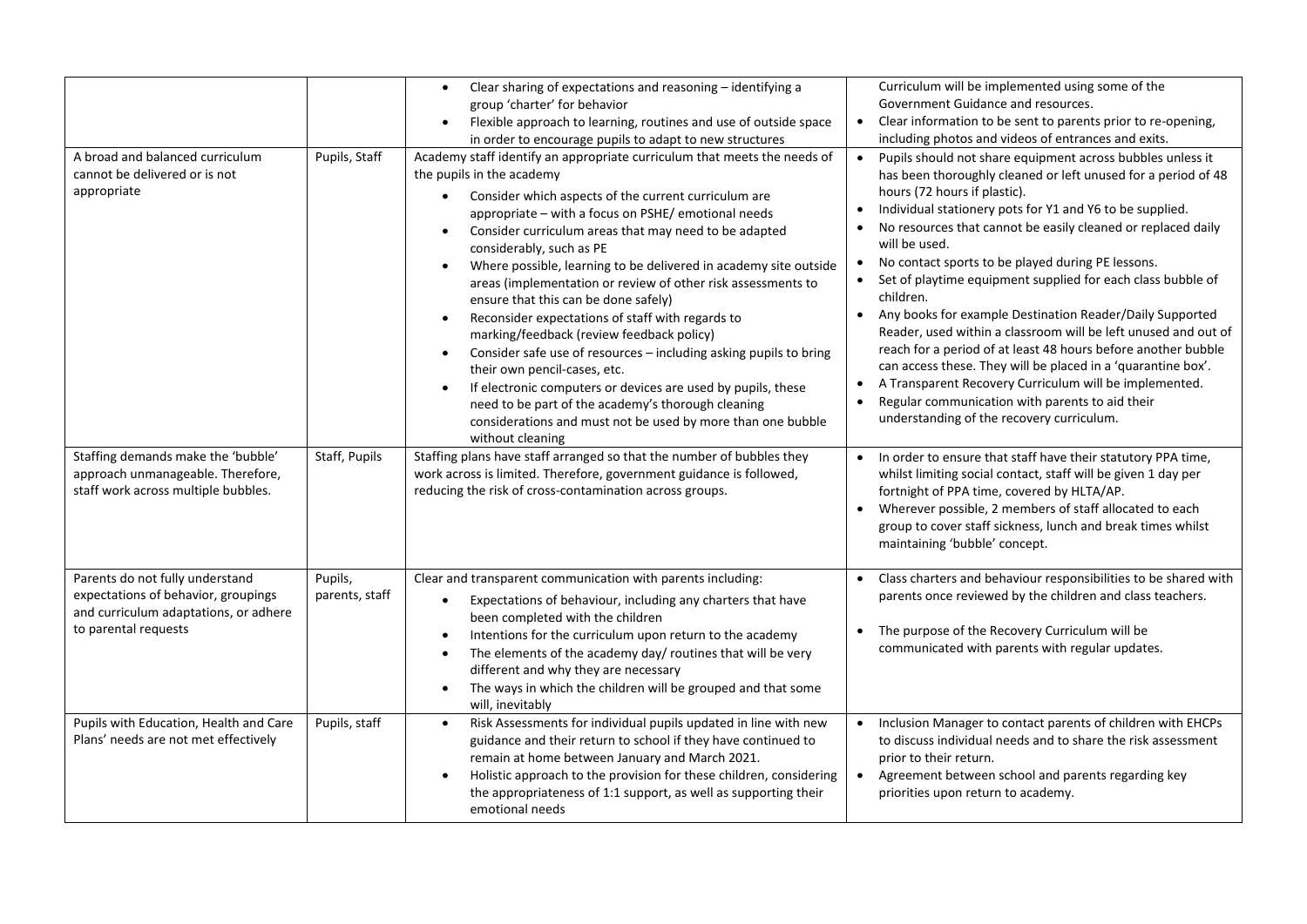| | | | |
|---|---|---|---|
| | | • Clear sharing of expectations and reasoning – identifying a group 'charter' for behavior<br>• Flexible approach to learning, routines and use of outside space in order to encourage pupils to adapt to new structures | Curriculum will be implemented using some of the Government Guidance and resources.<br>• Clear information to be sent to parents prior to re-opening, including photos and videos of entrances and exits. |
| A broad and balanced curriculum cannot be delivered or is not appropriate | Pupils, Staff | Academy staff identify an appropriate curriculum that meets the needs of the pupils in the academy<br>• Consider which aspects of the current curriculum are appropriate – with a focus on PSHE/ emotional needs<br>• Consider curriculum areas that may need to be adapted considerably, such as PE<br>• Where possible, learning to be delivered in academy site outside areas (implementation or review of other risk assessments to ensure that this can be done safely)<br>• Reconsider expectations of staff with regards to marking/feedback (review feedback policy)<br>• Consider safe use of resources – including asking pupils to bring their own pencil-cases, etc.<br>• If electronic computers or devices are used by pupils, these need to be part of the academy's thorough cleaning considerations and must not be used by more than one bubble without cleaning | • Pupils should not share equipment across bubbles unless it has been thoroughly cleaned or left unused for a period of 48 hours (72 hours if plastic).<br>• Individual stationery pots for Y1 and Y6 to be supplied.<br>• No resources that cannot be easily cleaned or replaced daily will be used.<br>• No contact sports to be played during PE lessons.<br>• Set of playtime equipment supplied for each class bubble of children.<br>• Any books for example Destination Reader/Daily Supported Reader, used within a classroom will be left unused and out of reach for a period of at least 48 hours before another bubble can access these. They will be placed in a 'quarantine box'.<br>• A Transparent Recovery Curriculum will be implemented.<br>• Regular communication with parents to aid their understanding of the recovery curriculum. |
| Staffing demands make the 'bubble' approach unmanageable. Therefore, staff work across multiple bubbles. | Staff, Pupils | Staffing plans have staff arranged so that the number of bubbles they work across is limited. Therefore, government guidance is followed, reducing the risk of cross-contamination across groups. | • In order to ensure that staff have their statutory PPA time, whilst limiting social contact, staff will be given 1 day per fortnight of PPA time, covered by HLTA/AP.<br>• Wherever possible, 2 members of staff allocated to each group to cover staff sickness, lunch and break times whilst maintaining 'bubble' concept. |
| Parents do not fully understand expectations of behavior, groupings and curriculum adaptations, or adhere to parental requests | Pupils, parents, staff | Clear and transparent communication with parents including:<br>• Expectations of behaviour, including any charters that have been completed with the children<br>• Intentions for the curriculum upon return to the academy<br>• The elements of the academy day/ routines that will be very different and why they are necessary<br>• The ways in which the children will be grouped and that some will, inevitably | • Class charters and behaviour responsibilities to be shared with parents once reviewed by the children and class teachers.<br>• The purpose of the Recovery Curriculum will be communicated with parents with regular updates. |
| Pupils with Education, Health and Care Plans' needs are not met effectively | Pupils, staff | • Risk Assessments for individual pupils updated in line with new guidance and their return to school if they have continued to remain at home between January and March 2021.<br>• Holistic approach to the provision for these children, considering the appropriateness of 1:1 support, as well as supporting their emotional needs | • Inclusion Manager to contact parents of children with EHCPs to discuss individual needs and to share the risk assessment prior to their return.<br>• Agreement between school and parents regarding key priorities upon return to academy. |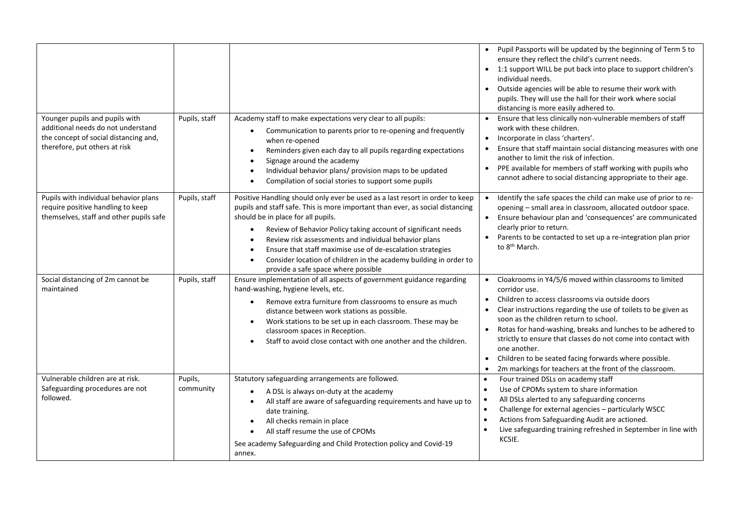| | | | |
|---|---|---|---|
| | | | • Pupil Passports will be updated by the beginning of Term 5 to ensure they reflect the child's current needs.<br>• 1:1 support WILL be put back into place to support children's individual needs.<br>• Outside agencies will be able to resume their work with pupils. They will use the hall for their work where social distancing is more easily adhered to. |
| Younger pupils and pupils with additional needs do not understand the concept of social distancing and, therefore, put others at risk | Pupils, staff | Academy staff to make expectations very clear to all pupils:<br>• Communication to parents prior to re-opening and frequently when re-opened<br>• Reminders given each day to all pupils regarding expectations<br>• Signage around the academy<br>• Individual behavior plans/ provision maps to be updated<br>• Compilation of social stories to support some pupils | • Ensure that less clinically non-vulnerable members of staff work with these children.<br>• Incorporate in class 'charters'.<br>• Ensure that staff maintain social distancing measures with one another to limit the risk of infection.<br>• PPE available for members of staff working with pupils who cannot adhere to social distancing appropriate to their age. |
| Pupils with individual behavior plans require positive handling to keep themselves, staff and other pupils safe | Pupils, staff | Positive Handling should only ever be used as a last resort in order to keep pupils and staff safe. This is more important than ever, as social distancing should be in place for all pupils.<br>• Review of Behavior Policy taking account of significant needs<br>• Review risk assessments and individual behavior plans<br>• Ensure that staff maximise use of de-escalation strategies<br>• Consider location of children in the academy building in order to provide a safe space where possible | • Identify the safe spaces the child can make use of prior to re-opening – small area in classroom, allocated outdoor space.<br>• Ensure behaviour plan and 'consequences' are communicated clearly prior to return.<br>• Parents to be contacted to set up a re-integration plan prior to 8th March. |
| Social distancing of 2m cannot be maintained | Pupils, staff | Ensure implementation of all aspects of government guidance regarding hand-washing, hygiene levels, etc.<br>• Remove extra furniture from classrooms to ensure as much distance between work stations as possible.<br>• Work stations to be set up in each classroom. These may be classroom spaces in Reception.<br>• Staff to avoid close contact with one another and the children. | • Cloakrooms in Y4/5/6 moved within classrooms to limited corridor use.<br>• Children to access classrooms via outside doors<br>• Clear instructions regarding the use of toilets to be given as soon as the children return to school.<br>• Rotas for hand-washing, breaks and lunches to be adhered to strictly to ensure that classes do not come into contact with one another.<br>• Children to be seated facing forwards where possible.<br>• 2m markings for teachers at the front of the classroom. |
| Vulnerable children are at risk. Safeguarding procedures are not followed. | Pupils, community | Statutory safeguarding arrangements are followed.<br>• A DSL is always on-duty at the academy<br>• All staff are aware of safeguarding requirements and have up to date training.<br>• All checks remain in place<br>• All staff resume the use of CPOMs<br>See academy Safeguarding and Child Protection policy and Covid-19 annex. | • Four trained DSLs on academy staff<br>• Use of CPOMs system to share information<br>• All DSLs alerted to any safeguarding concerns<br>• Challenge for external agencies – particularly WSCC<br>• Actions from Safeguarding Audit are actioned.<br>• Live safeguarding training refreshed in September in line with KCSIE. |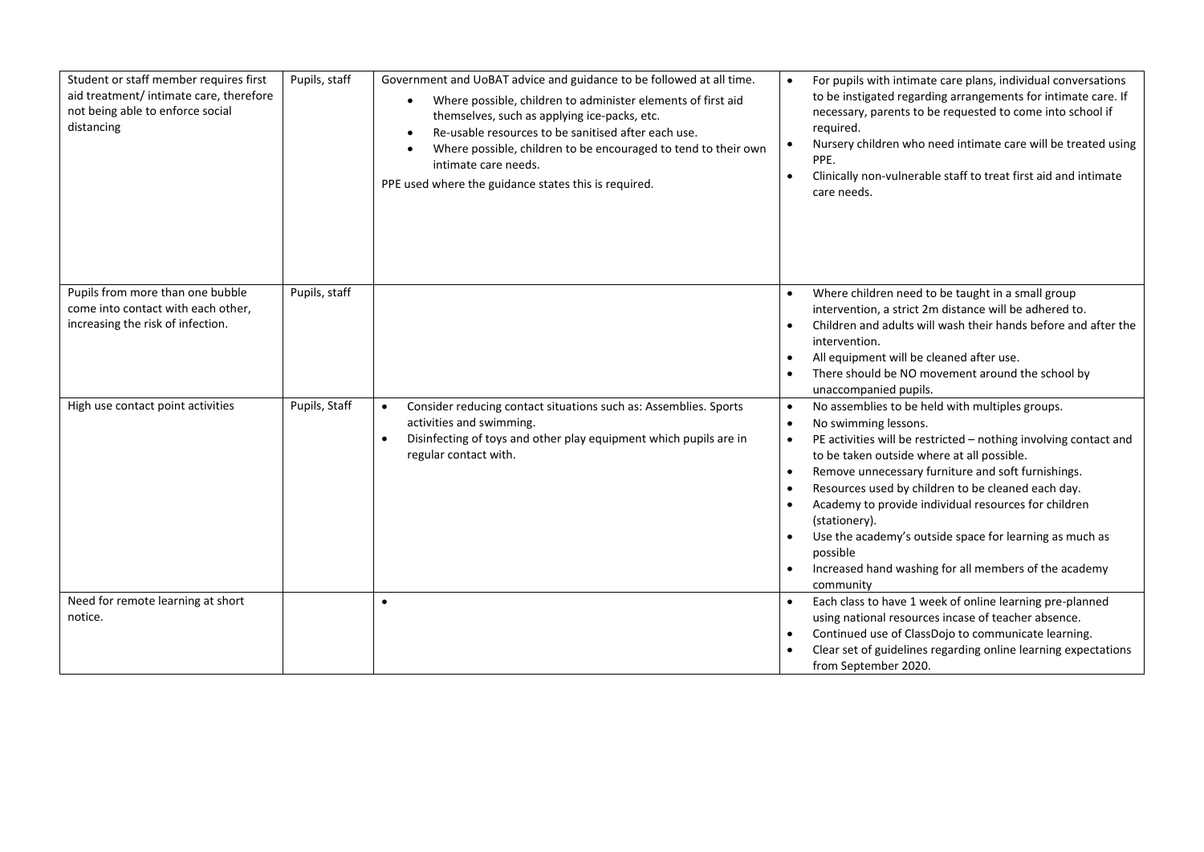| | | | |
|---|---|---|---|
| Student or staff member requires first aid treatment/ intimate care, therefore not being able to enforce social distancing | Pupils, staff | Government and UoBAT advice and guidance to be followed at all time.<br>• Where possible, children to administer elements of first aid themselves, such as applying ice-packs, etc.<br>• Re-usable resources to be sanitised after each use.<br>• Where possible, children to be encouraged to tend to their own intimate care needs.<br>PPE used where the guidance states this is required. | • For pupils with intimate care plans, individual conversations to be instigated regarding arrangements for intimate care. If necessary, parents to be requested to come into school if required.<br>• Nursery children who need intimate care will be treated using PPE.<br>• Clinically non-vulnerable staff to treat first aid and intimate care needs. |
| Pupils from more than one bubble come into contact with each other, increasing the risk of infection. | Pupils, staff | | • Where children need to be taught in a small group intervention, a strict 2m distance will be adhered to.<br>• Children and adults will wash their hands before and after the intervention.<br>• All equipment will be cleaned after use.<br>• There should be NO movement around the school by unaccompanied pupils. |
| High use contact point activities | Pupils, Staff | • Consider reducing contact situations such as: Assemblies. Sports activities and swimming.<br>• Disinfecting of toys and other play equipment which pupils are in regular contact with. | • No assemblies to be held with multiples groups.<br>• No swimming lessons.<br>• PE activities will be restricted – nothing involving contact and to be taken outside where at all possible.<br>• Remove unnecessary furniture and soft furnishings.<br>• Resources used by children to be cleaned each day.<br>• Academy to provide individual resources for children (stationery).<br>• Use the academy's outside space for learning as much as possible<br>• Increased hand washing for all members of the academy community |
| Need for remote learning at short notice. | | • | • Each class to have 1 week of online learning pre-planned using national resources incase of teacher absence.<br>• Continued use of ClassDojo to communicate learning.<br>• Clear set of guidelines regarding online learning expectations from September 2020. |